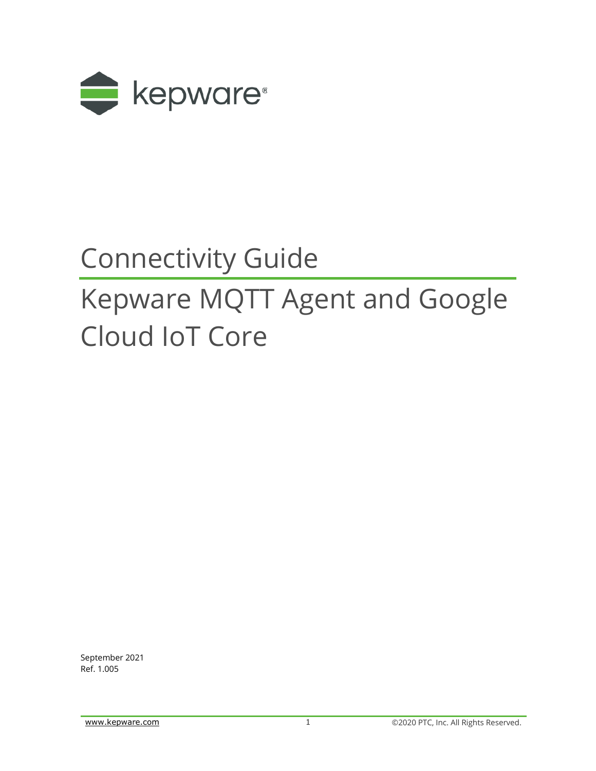kepware®

# Connectivity Guide

# Kepware MQTT Agent and Google Cloud IoT Core

September 2021
Ref. 1.005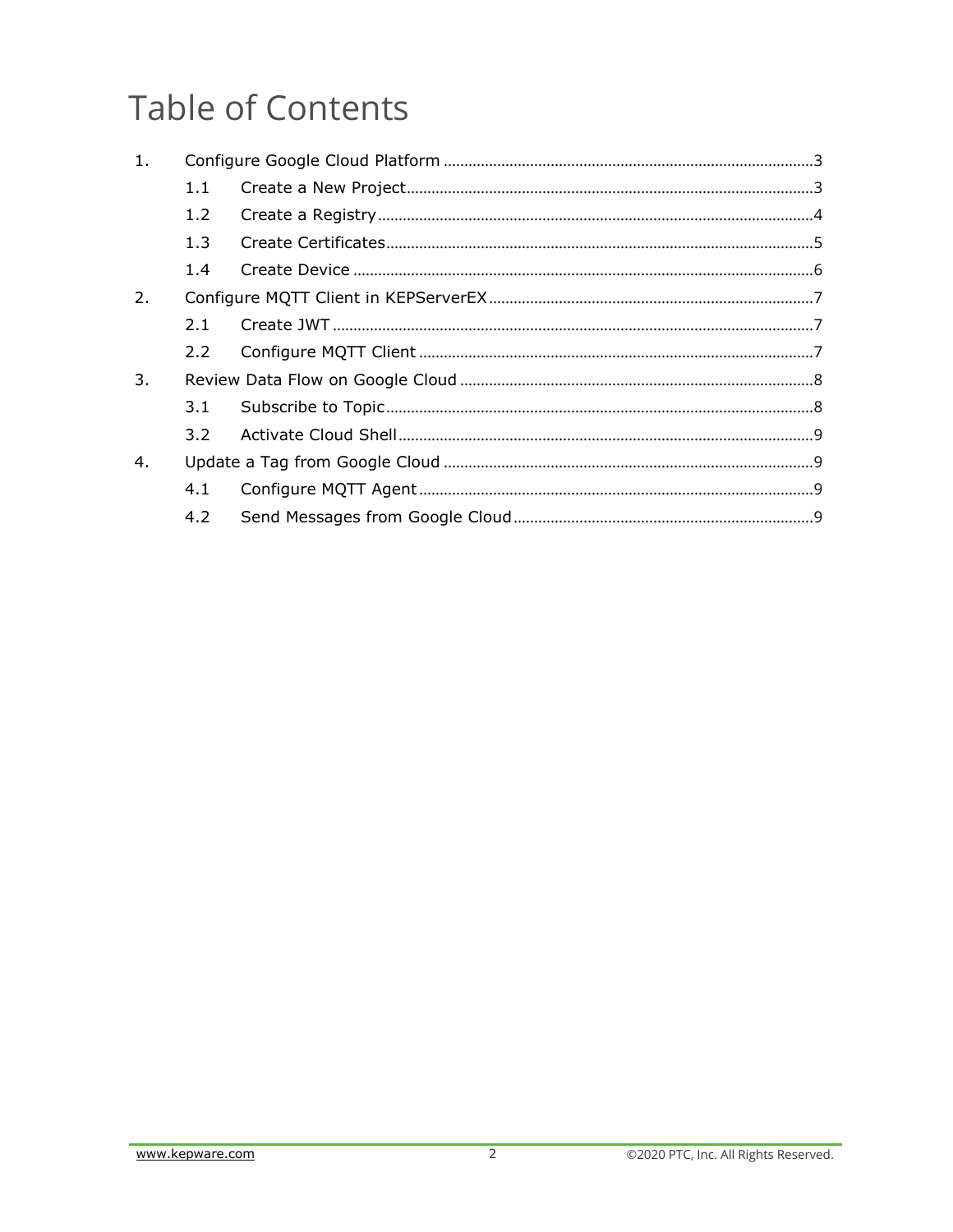# Table of Contents

1. Configure Google Cloud Platform ......... 3
   - 1.1 Create a New Project ......... 3
   - 1.2 Create a Registry ......... 4
   - 1.3 Create Certificates ......... 5
   - 1.4 Create Device ......... 6
2. Configure MQTT Client in KEPServerEX ......... 7
   - 2.1 Create JWT ......... 7
   - 2.2 Configure MQTT Client ......... 7
3. Review Data Flow on Google Cloud ......... 8
   - 3.1 Subscribe to Topic ......... 8
   - 3.2 Activate Cloud Shell ......... 9
4. Update a Tag from Google Cloud ......... 9
   - 4.1 Configure MQTT Agent ......... 9
   - 4.2 Send Messages from Google Cloud ......... 9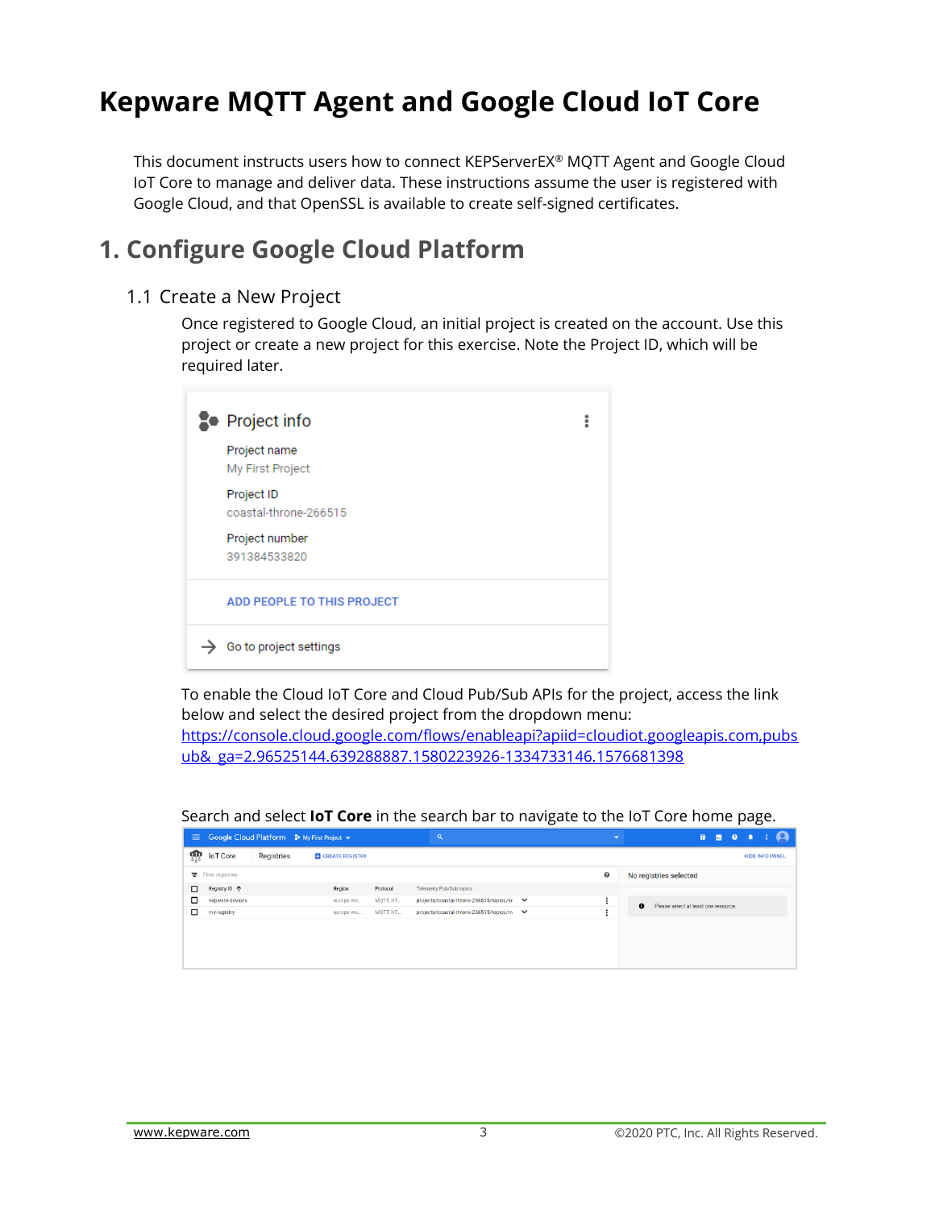# Kepware MQTT Agent and Google Cloud IoT Core

This document instructs users how to connect KEPServerEX® MQTT Agent and Google Cloud IoT Core to manage and deliver data. These instructions assume the user is registered with Google Cloud, and that OpenSSL is available to create self-signed certificates.

## 1. Configure Google Cloud Platform

### 1.1 Create a New Project

Once registered to Google Cloud, an initial project is created on the account. Use this project or create a new project for this exercise. Note the Project ID, which will be required later.

To enable the Cloud IoT Core and Cloud Pub/Sub APIs for the project, access the link below and select the desired project from the dropdown menu: https://console.cloud.google.com/flows/enableapi?apiid=cloudiot.googleapis.com,pubsub&_ga=2.96525144.639288887.1580223926-1334733146.1576681398

Search and select **IoT Core** in the search bar to navigate to the IoT Core home page.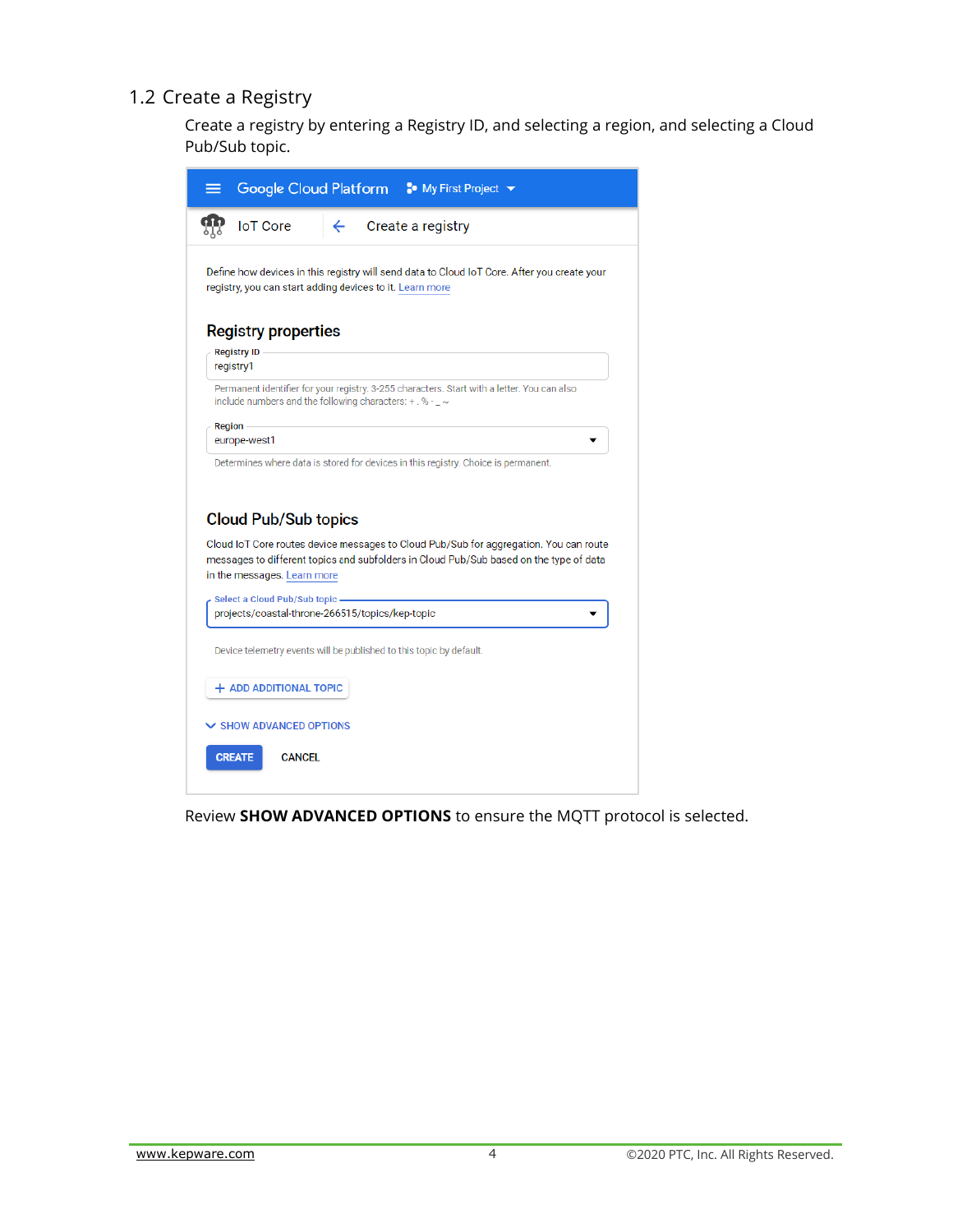## 1.2 Create a Registry

Create a registry by entering a Registry ID, and selecting a region, and selecting a Cloud Pub/Sub topic.

Google Cloud Platform   My First Project

IoT Core   Create a registry

Define how devices in this registry will send data to Cloud IoT Core. After you create your registry, you can start adding devices to it. Learn more

**Registry properties**

Registry ID
registry1

Permanent identifier for your registry. 3-255 characters. Start with a letter. You can also include numbers and the following characters: + . % - _ ~

Region
europe-west1

Determines where data is stored for devices in this registry. Choice is permanent.

**Cloud Pub/Sub topics**

Cloud IoT Core routes device messages to Cloud Pub/Sub for aggregation. You can route messages to different topics and subfolders in Cloud Pub/Sub based on the type of data in the messages. Learn more

Select a Cloud Pub/Sub topic
projects/coastal-throne-266515/topics/kep-topic

Device telemetry events will be published to this topic by default.

+ ADD ADDITIONAL TOPIC

SHOW ADVANCED OPTIONS

CREATE   CANCEL

Review **SHOW ADVANCED OPTIONS** to ensure the MQTT protocol is selected.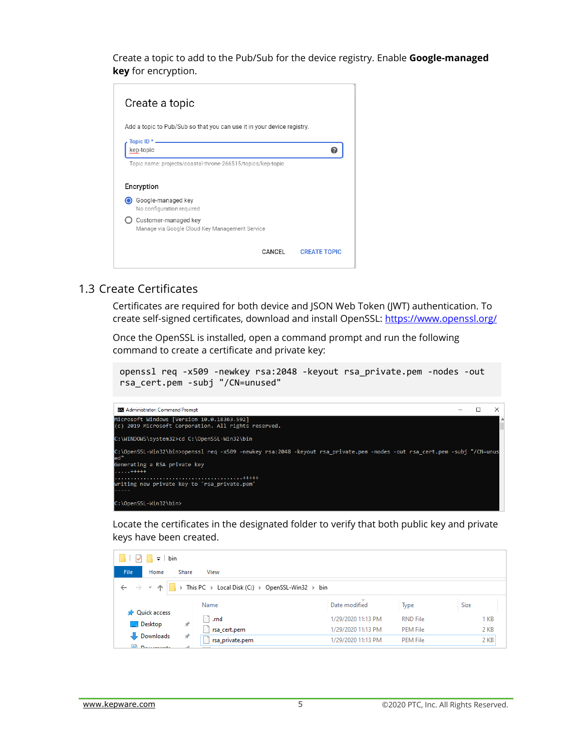Create a topic to add to the Pub/Sub for the device registry. Enable **Google-managed key** for encryption.

## 1.3 Create Certificates

Certificates are required for both device and JSON Web Token (JWT) authentication. To create self-signed certificates, download and install OpenSSL: https://www.openssl.org/

Once the OpenSSL is installed, open a command prompt and run the following command to create a certificate and private key:

```
openssl req -x509 -newkey rsa:2048 -keyout rsa_private.pem -nodes -out
rsa_cert.pem -subj "/CN=unused"
```

Locate the certificates in the designated folder to verify that both public key and private keys have been created.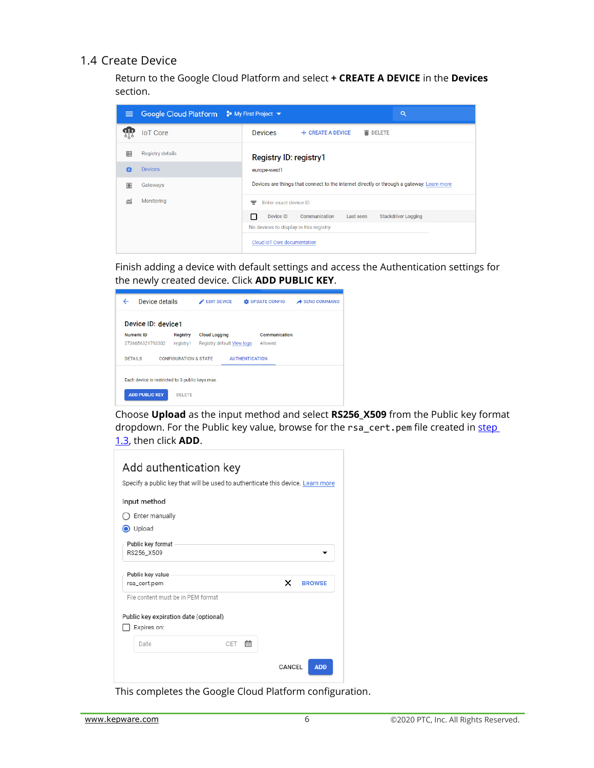## 1.4 Create Device

Return to the Google Cloud Platform and select **+ CREATE A DEVICE** in the **Devices** section.

Finish adding a device with default settings and access the Authentication settings for the newly created device. Click **ADD PUBLIC KEY**.

Choose **Upload** as the input method and select **RS256_X509** from the Public key format dropdown. For the Public key value, browse for the `rsa_cert.pem` file created in step 1.3, then click **ADD**.

This completes the Google Cloud Platform configuration.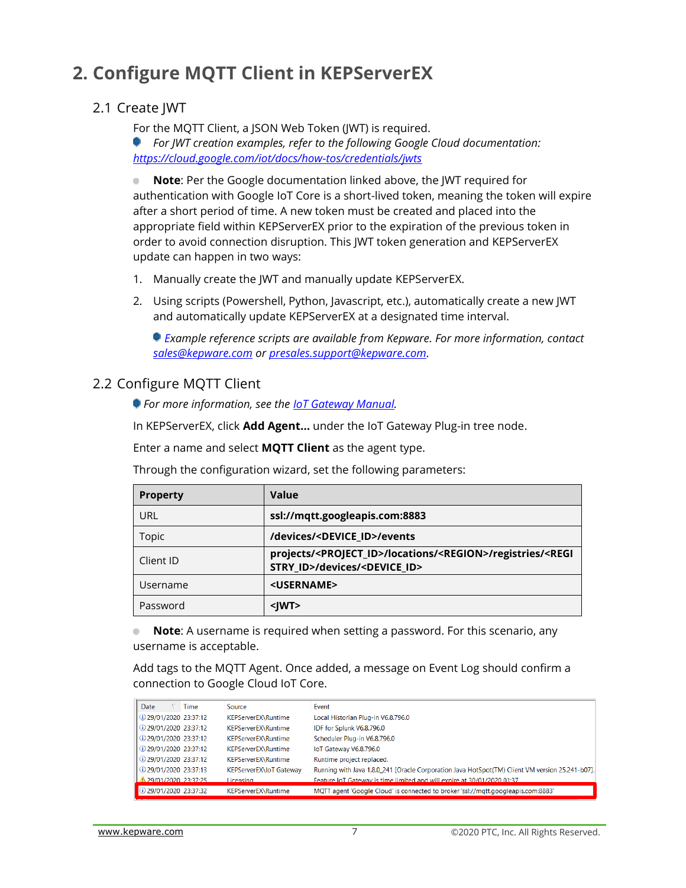# 2. Configure MQTT Client in KEPServerEX

## 2.1 Create JWT

For the MQTT Client, a JSON Web Token (JWT) is required.

*For JWT creation examples, refer to the following Google Cloud documentation:* *https://cloud.google.com/iot/docs/how-tos/credentials/jwts*

**Note**: Per the Google documentation linked above, the JWT required for authentication with Google IoT Core is a short-lived token, meaning the token will expire after a short period of time. A new token must be created and placed into the appropriate field within KEPServerEX prior to the expiration of the previous token in order to avoid connection disruption. This JWT token generation and KEPServerEX update can happen in two ways:

1. Manually create the JWT and manually update KEPServerEX.
2. Using scripts (Powershell, Python, Javascript, etc.), automatically create a new JWT and automatically update KEPServerEX at a designated time interval.

   *Example reference scripts are available from Kepware. For more information, contact sales@kepware.com or presales.support@kepware.com.*

## 2.2 Configure MQTT Client

*For more information, see the IoT Gateway Manual.*

In KEPServerEX, click **Add Agent...** under the IoT Gateway Plug-in tree node.

Enter a name and select **MQTT Client** as the agent type.

Through the configuration wizard, set the following parameters:

| Property | Value |
|---|---|
| URL | **ssl://mqtt.googleapis.com:8883** |
| Topic | **/devices/<DEVICE_ID>/events** |
| Client ID | **projects/<PROJECT_ID>/locations/<REGION>/registries/<REGISTRY_ID>/devices/<DEVICE_ID>** |
| Username | **<USERNAME>** |
| Password | **<JWT>** |

**Note**: A username is required when setting a password. For this scenario, any username is acceptable.

Add tags to the MQTT Agent. Once added, a message on Event Log should confirm a connection to Google Cloud IoT Core.

| Date | Time | Source | Event |
|---|---|---|---|
| 29/01/2020 | 23:37:12 | KEPServerEX\Runtime | Local Historian Plug-in V6.8.796.0 |
| 29/01/2020 | 23:37:12 | KEPServerEX\Runtime | IDF for Splunk V6.8.796.0 |
| 29/01/2020 | 23:37:12 | KEPServerEX\Runtime | Scheduler Plug-in V6.8.796.0 |
| 29/01/2020 | 23:37:12 | KEPServerEX\Runtime | IoT Gateway V6.8.796.0 |
| 29/01/2020 | 23:37:12 | KEPServerEX\Runtime | Runtime project replaced. |
| 29/01/2020 | 23:37:13 | KEPServerEX\IoT Gateway | Running with Java 1.8.0_241 [Oracle Corporation Java HotSpot(TM) Client VM version 25.241-b07]. |
| 29/01/2020 | 23:37:25 | Licensing | Feature IoT Gateway is time limited and will expire at 30/01/2020 01:37 |
| 29/01/2020 | 23:37:32 | KEPServerEX\Runtime | MQTT agent 'Google Cloud' is connected to broker 'ssl://mqtt.googleapis.com:8883' |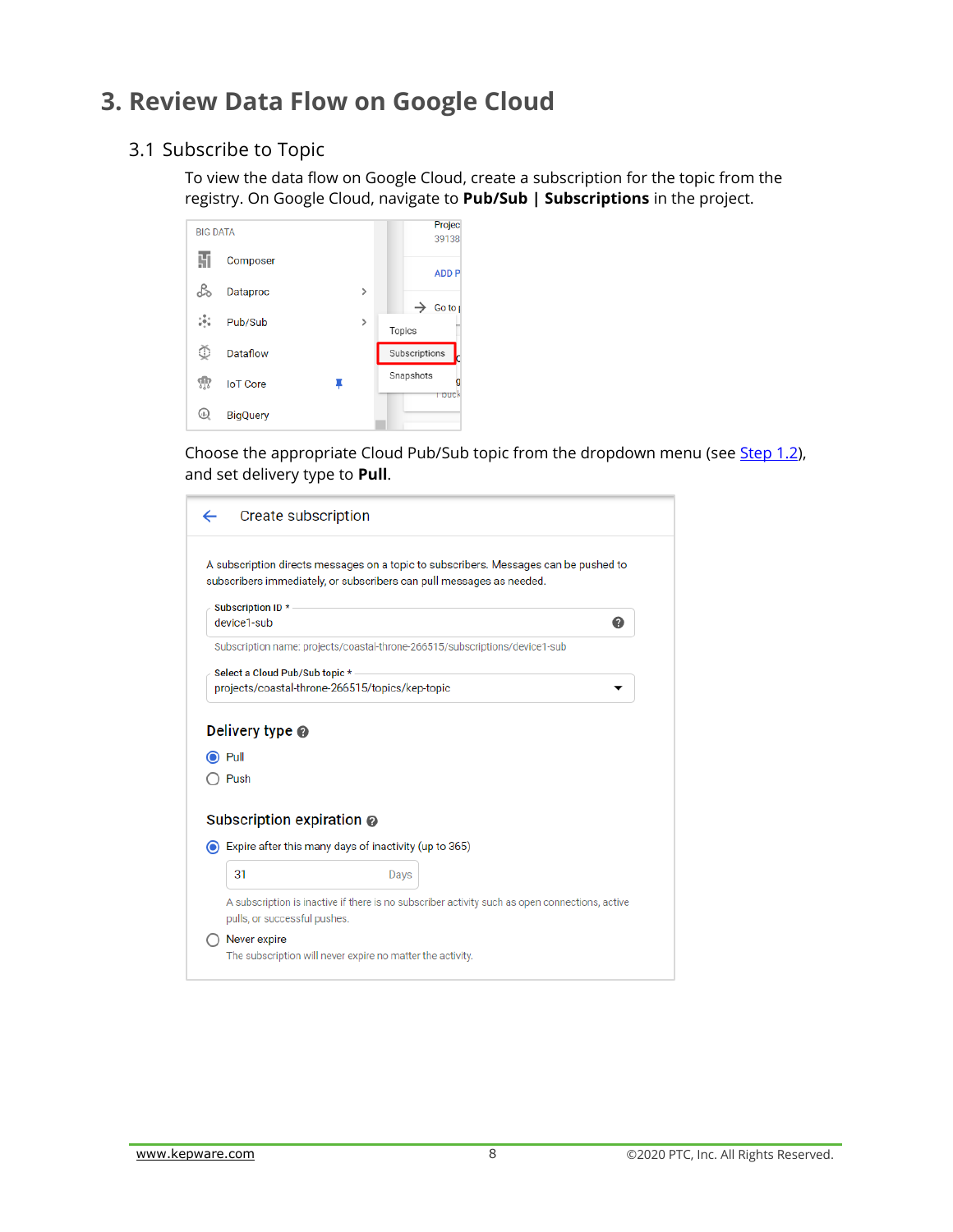# 3. Review Data Flow on Google Cloud

## 3.1 Subscribe to Topic

To view the data flow on Google Cloud, create a subscription for the topic from the registry. On Google Cloud, navigate to **Pub/Sub | Subscriptions** in the project.

Choose the appropriate Cloud Pub/Sub topic from the dropdown menu (see Step 1.2), and set delivery type to **Pull**.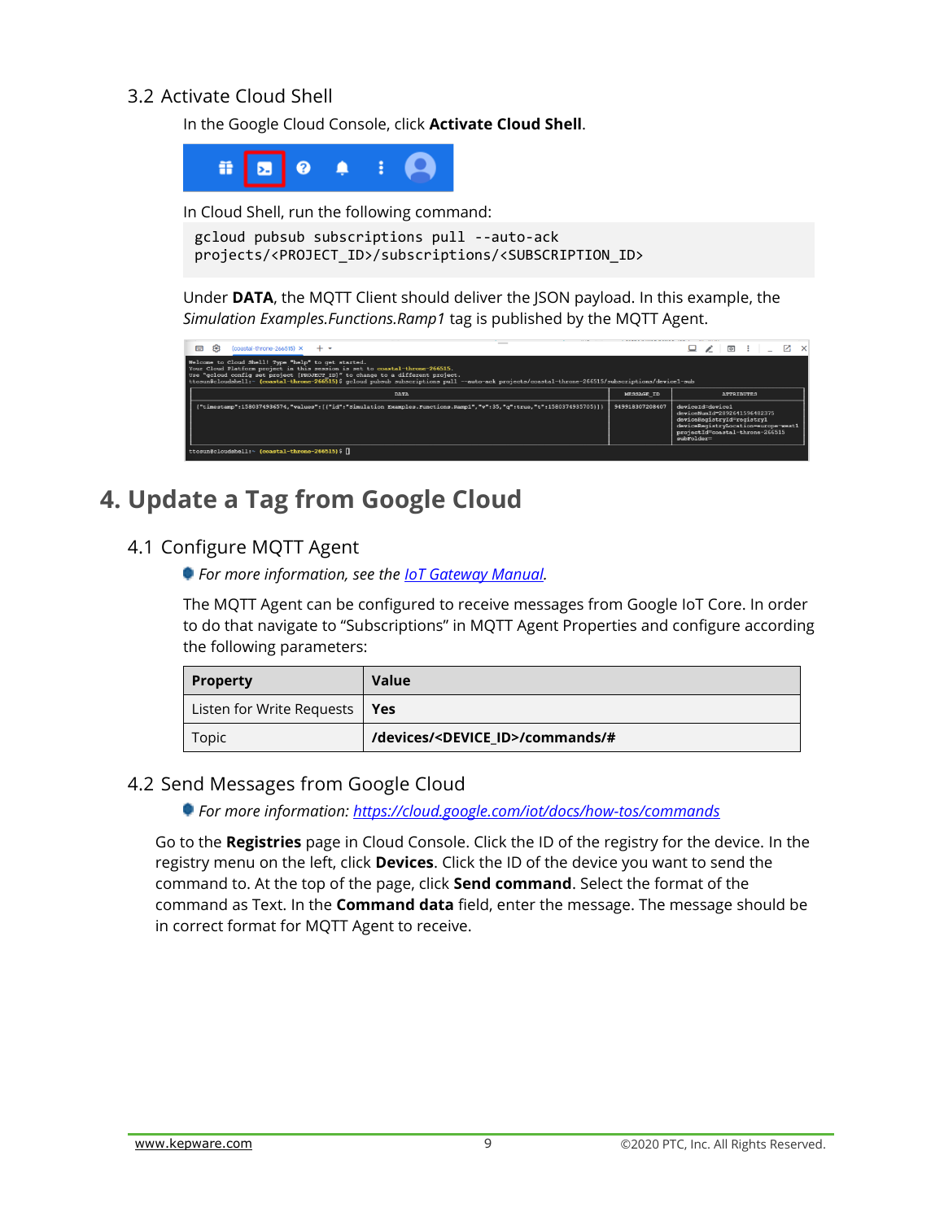### 3.2 Activate Cloud Shell

In the Google Cloud Console, click **Activate Cloud Shell**.

In Cloud Shell, run the following command:

```
gcloud pubsub subscriptions pull --auto-ack
projects/<PROJECT_ID>/subscriptions/<SUBSCRIPTION_ID>
```

Under **DATA**, the MQTT Client should deliver the JSON payload. In this example, the *Simulation Examples.Functions.Ramp1* tag is published by the MQTT Agent.

## 4. Update a Tag from Google Cloud

### 4.1 Configure MQTT Agent

*For more information, see the [IoT Gateway Manual](IoT Gateway Manual).*

The MQTT Agent can be configured to receive messages from Google IoT Core. In order to do that navigate to "Subscriptions" in MQTT Agent Properties and configure according the following parameters:

| Property | Value |
| --- | --- |
| Listen for Write Requests | **Yes** |
| Topic | **/devices/<DEVICE_ID>/commands/#** |

### 4.2 Send Messages from Google Cloud

*For more information: [https://cloud.google.com/iot/docs/how-tos/commands](https://cloud.google.com/iot/docs/how-tos/commands)*

Go to the **Registries** page in Cloud Console. Click the ID of the registry for the device. In the registry menu on the left, click **Devices**. Click the ID of the device you want to send the command to. At the top of the page, click **Send command**. Select the format of the command as Text. In the **Command data** field, enter the message. The message should be in correct format for MQTT Agent to receive.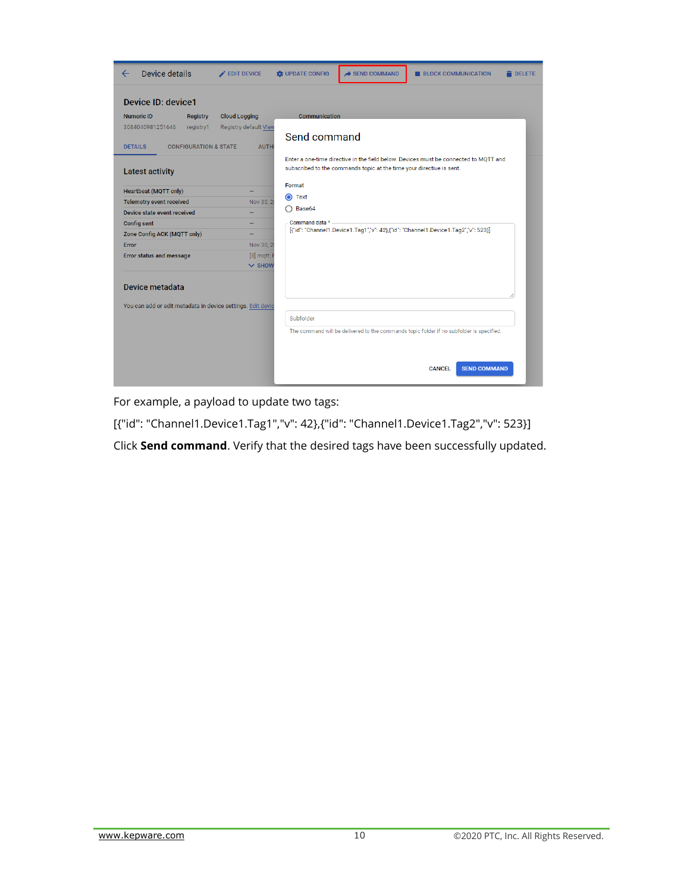For example, a payload to update two tags:

[{"id": "Channel1.Device1.Tag1","v": 42},{"id": "Channel1.Device1.Tag2","v": 523}]

Click **Send command**. Verify that the desired tags have been successfully updated.